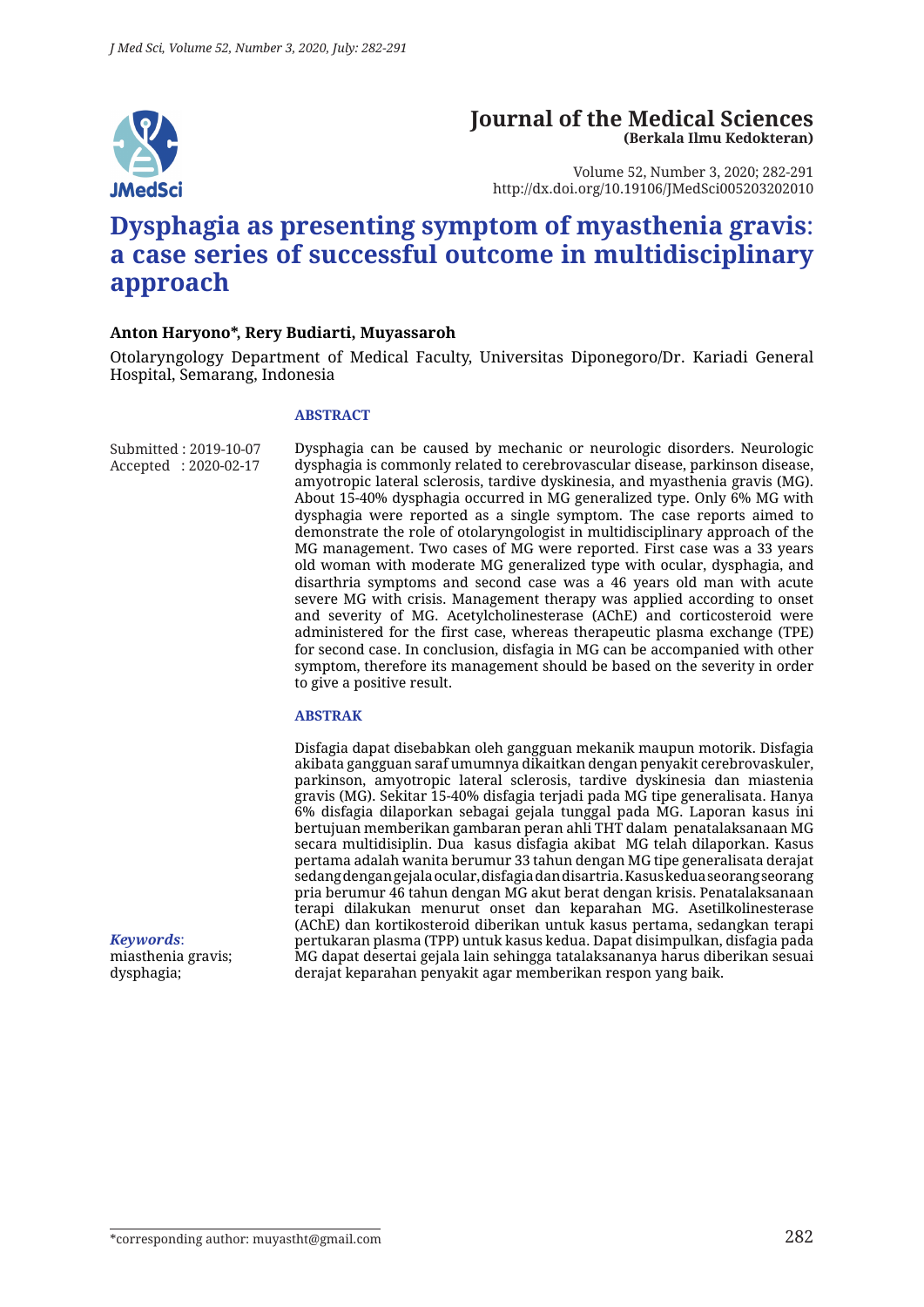# Journal of the Medical Sciences

**(Berkala Ilmu Kedokteran)**

Volume 52, Number 3, 2020; 282-291
http://dx.doi.org/10.19106/JMedSci005203202010

# Dysphagia as presenting symptom of myasthenia gravis: a case series of successful outcome in multidisciplinary approach

**Anton Haryono*, Rery Budiarti, Muyassaroh**

Otolaryngology Department of Medical Faculty, Universitas Diponegoro/Dr. Kariadi General Hospital, Semarang, Indonesia

Submitted : 2019-10-07
Accepted : 2020-02-17

## ABSTRACT

Dysphagia can be caused by mechanic or neurologic disorders. Neurologic dysphagia is commonly related to cerebrovascular disease, parkinson disease, amyotropic lateral sclerosis, tardive dyskinesia, and myasthenia gravis (MG). About 15-40% dysphagia occurred in MG generalized type. Only 6% MG with dysphagia were reported as a single symptom. The case reports aimed to demonstrate the role of otolaryngologist in multidisciplinary approach of the MG management. Two cases of MG were reported. First case was a 33 years old woman with moderate MG generalized type with ocular, dysphagia, and disarthria symptoms and second case was a 46 years old man with acute severe MG with crisis. Management therapy was applied according to onset and severity of MG. Acetylcholinesterase (AChE) and corticosteroid were administered for the first case, whereas therapeutic plasma exchange (TPE) for second case. In conclusion, disfagia in MG can be accompanied with other symptom, therefore its management should be based on the severity in order to give a positive result.

## ABSTRAK

Disfagia dapat disebabkan oleh gangguan mekanik maupun motorik. Disfagia akibata gangguan saraf umumnya dikaitkan dengan penyakit cerebrovaskuler, parkinson, amyotropic lateral sclerosis, tardive dyskinesia dan miastenia gravis (MG). Sekitar 15-40% disfagia terjadi pada MG tipe generalisata. Hanya 6% disfagia dilaporkan sebagai gejala tunggal pada MG. Laporan kasus ini bertujuan memberikan gambaran peran ahli THT dalam penatalaksanaan MG secara multidisiplin. Dua kasus disfagia akibat MG telah dilaporkan. Kasus pertama adalah wanita berumur 33 tahun dengan MG tipe generalisata derajat sedang dengan gejala ocular, disfagia dan disartria. Kasus kedua seorang seorang pria berumur 46 tahun dengan MG akut berat dengan krisis. Penatalaksanaan terapi dilakukan menurut onset dan keparahan MG. Asetilkolinesterase (AChE) dan kortikosteroid diberikan untuk kasus pertama, sedangkan terapi pertukaran plasma (TPP) untuk kasus kedua. Dapat disimpulkan, disfagia pada MG dapat desertai gejala lain sehingga tatalaksananya harus diberikan sesuai derajat keparahan penyakit agar memberikan respon yang baik.

***Keywords***:
miasthenia gravis;
dysphagia;

*corresponding author: muyastht@gmail.com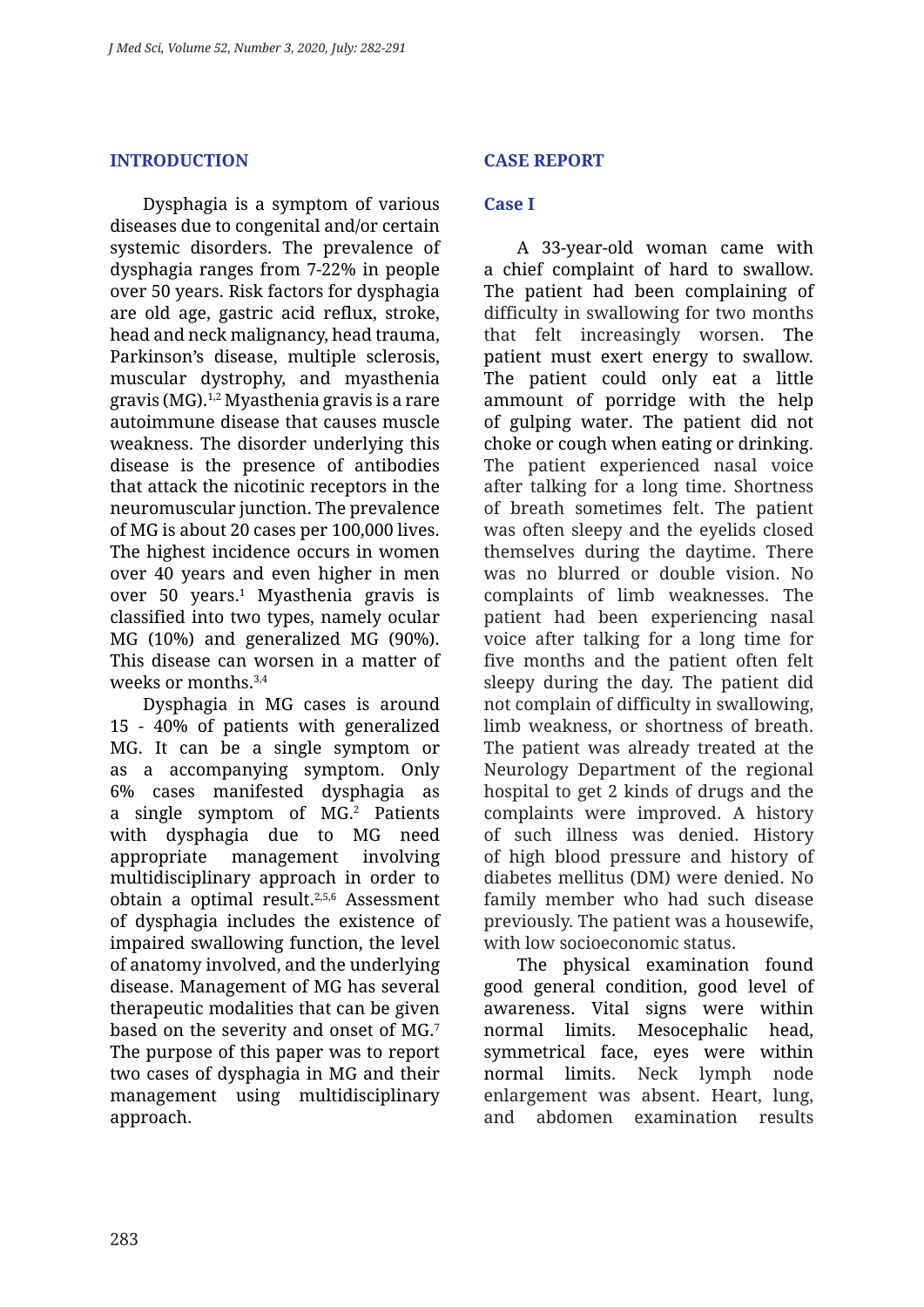## INTRODUCTION

Dysphagia is a symptom of various diseases due to congenital and/or certain systemic disorders. The prevalence of dysphagia ranges from 7-22% in people over 50 years. Risk factors for dysphagia are old age, gastric acid reflux, stroke, head and neck malignancy, head trauma, Parkinson's disease, multiple sclerosis, muscular dystrophy, and myasthenia gravis (MG).[1,2] Myasthenia gravis is a rare autoimmune disease that causes muscle weakness. The disorder underlying this disease is the presence of antibodies that attack the nicotinic receptors in the neuromuscular junction. The prevalence of MG is about 20 cases per 100,000 lives. The highest incidence occurs in women over 40 years and even higher in men over 50 years.[1] Myasthenia gravis is classified into two types, namely ocular MG (10%) and generalized MG (90%). This disease can worsen in a matter of weeks or months.[3,4]

Dysphagia in MG cases is around 15 - 40% of patients with generalized MG. It can be a single symptom or as a accompanying symptom. Only 6% cases manifested dysphagia as a single symptom of MG.[2] Patients with dysphagia due to MG need appropriate management involving multidisciplinary approach in order to obtain a optimal result.[2,5,6] Assessment of dysphagia includes the existence of impaired swallowing function, the level of anatomy involved, and the underlying disease. Management of MG has several therapeutic modalities that can be given based on the severity and onset of MG.[7] The purpose of this paper was to report two cases of dysphagia in MG and their management using multidisciplinary approach.

## CASE REPORT

### Case I

A 33-year-old woman came with a chief complaint of hard to swallow. The patient had been complaining of difficulty in swallowing for two months that felt increasingly worsen. The patient must exert energy to swallow. The patient could only eat a little ammount of porridge with the help of gulping water. The patient did not choke or cough when eating or drinking. The patient experienced nasal voice after talking for a long time. Shortness of breath sometimes felt. The patient was often sleepy and the eyelids closed themselves during the daytime. There was no blurred or double vision. No complaints of limb weaknesses. The patient had been experiencing nasal voice after talking for a long time for five months and the patient often felt sleepy during the day. The patient did not complain of difficulty in swallowing, limb weakness, or shortness of breath. The patient was already treated at the Neurology Department of the regional hospital to get 2 kinds of drugs and the complaints were improved. A history of such illness was denied. History of high blood pressure and history of diabetes mellitus (DM) were denied. No family member who had such disease previously. The patient was a housewife, with low socioeconomic status.

The physical examination found good general condition, good level of awareness. Vital signs were within normal limits. Mesocephalic head, symmetrical face, eyes were within normal limits. Neck lymph node enlargement was absent. Heart, lung, and abdomen examination results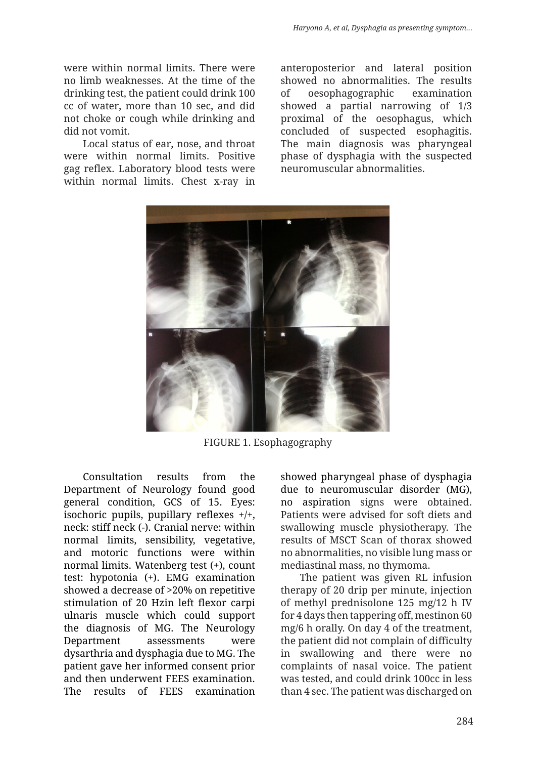were within normal limits. There were no limb weaknesses. At the time of the drinking test, the patient could drink 100 cc of water, more than 10 sec, and did not choke or cough while drinking and did not vomit.

Local status of ear, nose, and throat were within normal limits. Positive gag reflex. Laboratory blood tests were within normal limits. Chest x-ray in anteroposterior and lateral position showed no abnormalities. The results of oesophagographic examination showed a partial narrowing of 1/3 proximal of the oesophagus, which concluded of suspected esophagitis. The main diagnosis was pharyngeal phase of dysphagia with the suspected neuromuscular abnormalities.

FIGURE 1. Esophagography

Consultation results from the Department of Neurology found good general condition, GCS of 15. Eyes: isochoric pupils, pupillary reflexes +/+, neck: stiff neck (-). Cranial nerve: within normal limits, sensibility, vegetative, and motoric functions were within normal limits. Watenberg test (+), count test: hypotonia (+). EMG examination showed a decrease of >20% on repetitive stimulation of 20 Hzin left flexor carpi ulnaris muscle which could support the diagnosis of MG. The Neurology Department assessments were dysarthria and dysphagia due to MG. The patient gave her informed consent prior and then underwent FEES examination. The results of FEES examination showed pharyngeal phase of dysphagia due to neuromuscular disorder (MG), no aspiration signs were obtained. Patients were advised for soft diets and swallowing muscle physiotherapy. The results of MSCT Scan of thorax showed no abnormalities, no visible lung mass or mediastinal mass, no thymoma.

The patient was given RL infusion therapy of 20 drip per minute, injection of methyl prednisolone 125 mg/12 h IV for 4 days then tappering off, mestinon 60 mg/6 h orally. On day 4 of the treatment, the patient did not complain of difficulty in swallowing and there were no complaints of nasal voice. The patient was tested, and could drink 100cc in less than 4 sec. The patient was discharged on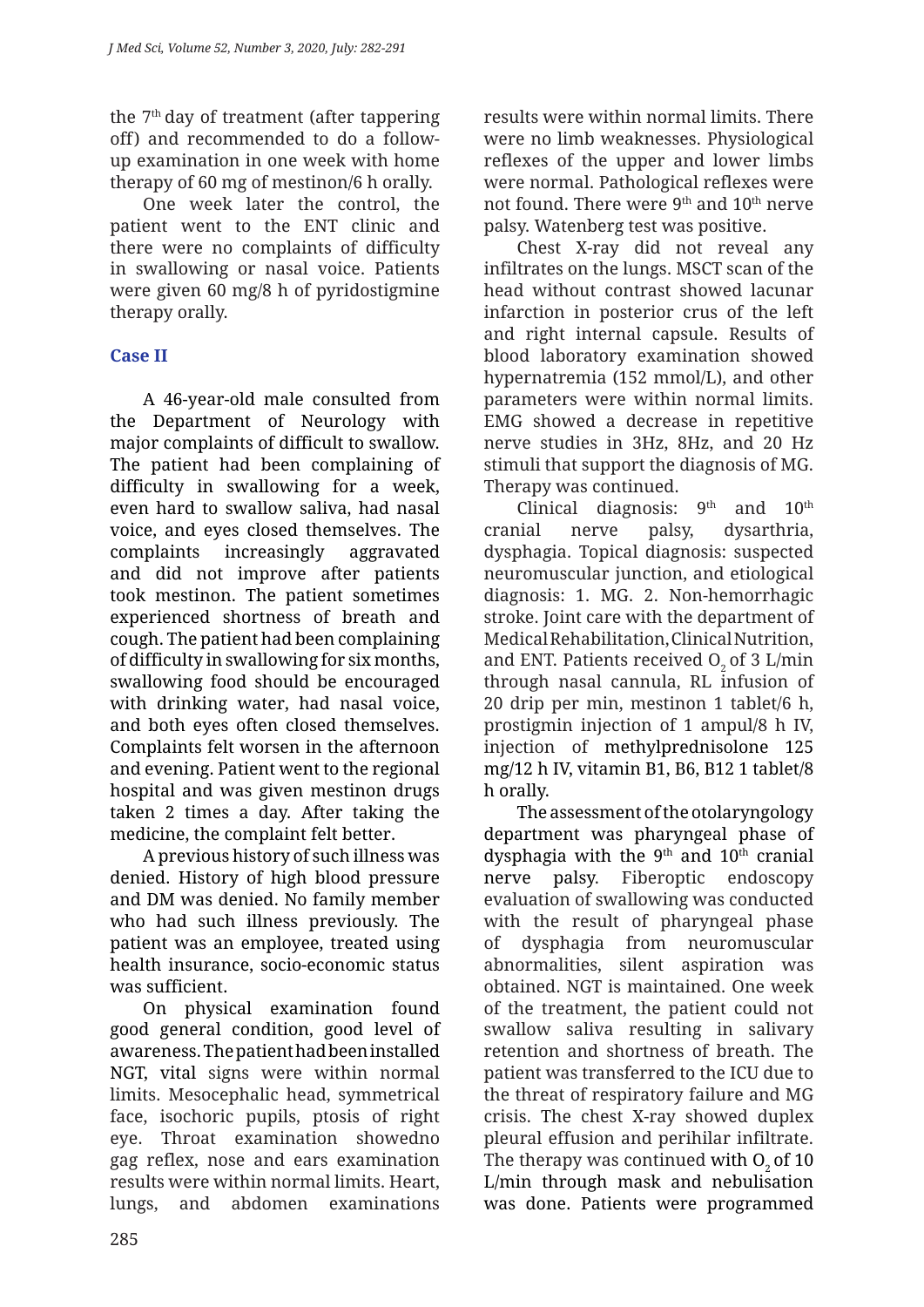the 7th day of treatment (after tappering off) and recommended to do a follow-up examination in one week with home therapy of 60 mg of mestinon/6 h orally.

One week later the control, the patient went to the ENT clinic and there were no complaints of difficulty in swallowing or nasal voice. Patients were given 60 mg/8 h of pyridostigmine therapy orally.

## Case II

A 46-year-old male consulted from the Department of Neurology with major complaints of difficult to swallow. The patient had been complaining of difficulty in swallowing for a week, even hard to swallow saliva, had nasal voice, and eyes closed themselves. The complaints increasingly aggravated and did not improve after patients took mestinon. The patient sometimes experienced shortness of breath and cough. The patient had been complaining of difficulty in swallowing for six months, swallowing food should be encouraged with drinking water, had nasal voice, and both eyes often closed themselves. Complaints felt worsen in the afternoon and evening. Patient went to the regional hospital and was given mestinon drugs taken 2 times a day. After taking the medicine, the complaint felt better.

A previous history of such illness was denied. History of high blood pressure and DM was denied. No family member who had such illness previously. The patient was an employee, treated using health insurance, socio-economic status was sufficient.

On physical examination found good general condition, good level of awareness. The patient had been installed NGT, vital signs were within normal limits. Mesocephalic head, symmetrical face, isochoric pupils, ptosis of right eye. Throat examination showedno gag reflex, nose and ears examination results were within normal limits. Heart, lungs, and abdomen examinations results were within normal limits. There were no limb weaknesses. Physiological reflexes of the upper and lower limbs were normal. Pathological reflexes were not found. There were 9th and 10th nerve palsy. Watenberg test was positive.

Chest X-ray did not reveal any infiltrates on the lungs. MSCT scan of the head without contrast showed lacunar infarction in posterior crus of the left and right internal capsule. Results of blood laboratory examination showed hypernatremia (152 mmol/L), and other parameters were within normal limits. EMG showed a decrease in repetitive nerve studies in 3Hz, 8Hz, and 20 Hz stimuli that support the diagnosis of MG. Therapy was continued.

Clinical diagnosis: 9th and 10th cranial nerve palsy, dysarthria, dysphagia. Topical diagnosis: suspected neuromuscular junction, and etiological diagnosis: 1. MG. 2. Non-hemorrhagic stroke. Joint care with the department of Medical Rehabilitation, Clinical Nutrition, and ENT. Patients received $O_2$ of 3 L/min through nasal cannula, RL infusion of 20 drip per min, mestinon 1 tablet/6 h, prostigmin injection of 1 ampul/8 h IV, injection of methylprednisolone 125 mg/12 h IV, vitamin B1, B6, B12 1 tablet/8 h orally.

The assessment of the otolaryngology department was pharyngeal phase of dysphagia with the 9th and 10th cranial nerve palsy. Fiberoptic endoscopy evaluation of swallowing was conducted with the result of pharyngeal phase of dysphagia from neuromuscular abnormalities, silent aspiration was obtained. NGT is maintained. One week of the treatment, the patient could not swallow saliva resulting in salivary retention and shortness of breath. The patient was transferred to the ICU due to the threat of respiratory failure and MG crisis. The chest X-ray showed duplex pleural effusion and perihilar infiltrate. The therapy was continued with $O_2$ of 10 L/min through mask and nebulisation was done. Patients were programmed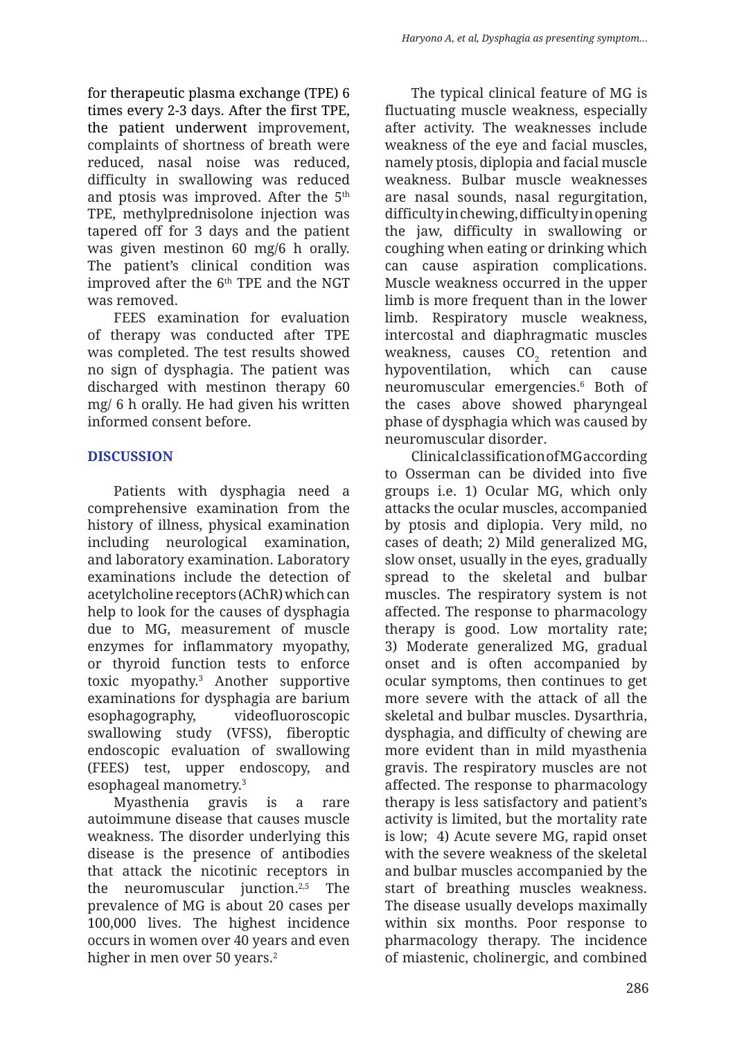for therapeutic plasma exchange (TPE) 6 times every 2-3 days. After the first TPE, the patient underwent improvement, complaints of shortness of breath were reduced, nasal noise was reduced, difficulty in swallowing was reduced and ptosis was improved. After the 5th TPE, methylprednisolone injection was tapered off for 3 days and the patient was given mestinon 60 mg/6 h orally. The patient's clinical condition was improved after the 6th TPE and the NGT was removed.

FEES examination for evaluation of therapy was conducted after TPE was completed. The test results showed no sign of dysphagia. The patient was discharged with mestinon therapy 60 mg/ 6 h orally. He had given his written informed consent before.

## DISCUSSION

Patients with dysphagia need a comprehensive examination from the history of illness, physical examination including neurological examination, and laboratory examination. Laboratory examinations include the detection of acetylcholine receptors (AChR) which can help to look for the causes of dysphagia due to MG, measurement of muscle enzymes for inflammatory myopathy, or thyroid function tests to enforce toxic myopathy.[3] Another supportive examinations for dysphagia are barium esophagography, videofluoroscopic swallowing study (VFSS), fiberoptic endoscopic evaluation of swallowing (FEES) test, upper endoscopy, and esophageal manometry.[3]

Myasthenia gravis is a rare autoimmune disease that causes muscle weakness. The disorder underlying this disease is the presence of antibodies that attack the nicotinic receptors in the neuromuscular junction.[2,5] The prevalence of MG is about 20 cases per 100,000 lives. The highest incidence occurs in women over 40 years and even higher in men over 50 years.[2]

The typical clinical feature of MG is fluctuating muscle weakness, especially after activity. The weaknesses include weakness of the eye and facial muscles, namely ptosis, diplopia and facial muscle weakness. Bulbar muscle weaknesses are nasal sounds, nasal regurgitation, difficulty in chewing, difficulty in opening the jaw, difficulty in swallowing or coughing when eating or drinking which can cause aspiration complications. Muscle weakness occurred in the upper limb is more frequent than in the lower limb. Respiratory muscle weakness, intercostal and diaphragmatic muscles weakness, causes $CO_2$ retention and hypoventilation, which can cause neuromuscular emergencies.[6] Both of the cases above showed pharyngeal phase of dysphagia which was caused by neuromuscular disorder.

Clinical classification of MG according to Osserman can be divided into five groups i.e. 1) Ocular MG, which only attacks the ocular muscles, accompanied by ptosis and diplopia. Very mild, no cases of death; 2) Mild generalized MG, slow onset, usually in the eyes, gradually spread to the skeletal and bulbar muscles. The respiratory system is not affected. The response to pharmacology therapy is good. Low mortality rate; 3) Moderate generalized MG, gradual onset and is often accompanied by ocular symptoms, then continues to get more severe with the attack of all the skeletal and bulbar muscles. Dysarthria, dysphagia, and difficulty of chewing are more evident than in mild myasthenia gravis. The respiratory muscles are not affected. The response to pharmacology therapy is less satisfactory and patient's activity is limited, but the mortality rate is low; 4) Acute severe MG, rapid onset with the severe weakness of the skeletal and bulbar muscles accompanied by the start of breathing muscles weakness. The disease usually develops maximally within six months. Poor response to pharmacology therapy. The incidence of miastenic, cholinergic, and combined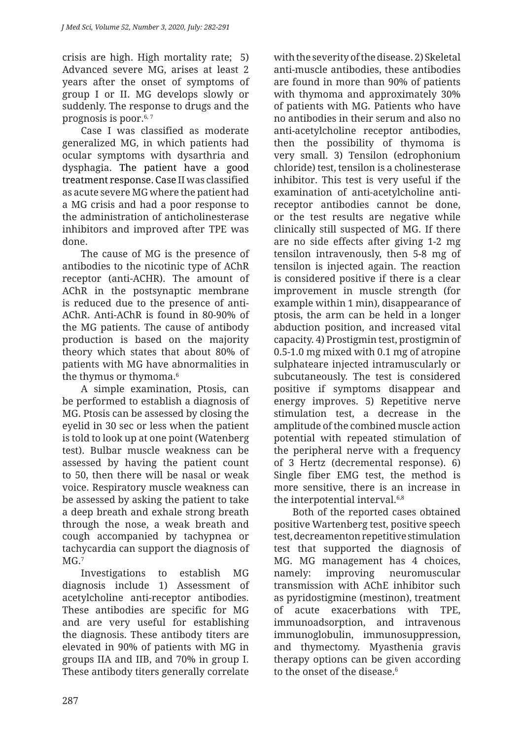crisis are high. High mortality rate; 5) Advanced severe MG, arises at least 2 years after the onset of symptoms of group I or II. MG develops slowly or suddenly. The response to drugs and the prognosis is poor.[6, 7]

Case I was classified as moderate generalized MG, in which patients had ocular symptoms with dysarthria and dysphagia. The patient have a good treatment response. Case II was classified as acute severe MG where the patient had a MG crisis and had a poor response to the administration of anticholinesterase inhibitors and improved after TPE was done.

The cause of MG is the presence of antibodies to the nicotinic type of AChR receptor (anti-ACHR). The amount of AChR in the postsynaptic membrane is reduced due to the presence of anti-AChR. Anti-AChR is found in 80-90% of the MG patients. The cause of antibody production is based on the majority theory which states that about 80% of patients with MG have abnormalities in the thymus or thymoma.[6]

A simple examination, Ptosis, can be performed to establish a diagnosis of MG. Ptosis can be assessed by closing the eyelid in 30 sec or less when the patient is told to look up at one point (Watenberg test). Bulbar muscle weakness can be assessed by having the patient count to 50, then there will be nasal or weak voice. Respiratory muscle weakness can be assessed by asking the patient to take a deep breath and exhale strong breath through the nose, a weak breath and cough accompanied by tachypnea or tachycardia can support the diagnosis of MG.[7]

Investigations to establish MG diagnosis include 1) Assessment of acetylcholine anti-receptor antibodies. These antibodies are specific for MG and are very useful for establishing the diagnosis. These antibody titers are elevated in 90% of patients with MG in groups IIA and IIB, and 70% in group I. These antibody titers generally correlate with the severity of the disease. 2) Skeletal anti-muscle antibodies, these antibodies are found in more than 90% of patients with thymoma and approximately 30% of patients with MG. Patients who have no antibodies in their serum and also no anti-acetylcholine receptor antibodies, then the possibility of thymoma is very small. 3) Tensilon (edrophonium chloride) test, tensilon is a cholinesterase inhibitor. This test is very useful if the examination of anti-acetylcholine anti-receptor antibodies cannot be done, or the test results are negative while clinically still suspected of MG. If there are no side effects after giving 1-2 mg tensilon intravenously, then 5-8 mg of tensilon is injected again. The reaction is considered positive if there is a clear improvement in muscle strength (for example within 1 min), disappearance of ptosis, the arm can be held in a longer abduction position, and increased vital capacity. 4) Prostigmin test, prostigmin of 0.5-1.0 mg mixed with 0.1 mg of atropine sulphateare injected intramuscularly or subcutaneously. The test is considered positive if symptoms disappear and energy improves. 5) Repetitive nerve stimulation test, a decrease in the amplitude of the combined muscle action potential with repeated stimulation of the peripheral nerve with a frequency of 3 Hertz (decremental response). 6) Single fiber EMG test, the method is more sensitive, there is an increase in the interpotential interval.[6,8]

Both of the reported cases obtained positive Wartenberg test, positive speech test, decreamenton repetitive stimulation test that supported the diagnosis of MG. MG management has 4 choices, namely: improving neuromuscular transmission with AChE inhibitor such as pyridostigmine (mestinon), treatment of acute exacerbations with TPE, immunoadsorption, and intravenous immunoglobulin, immunosuppression, and thymectomy. Myasthenia gravis therapy options can be given according to the onset of the disease.[6]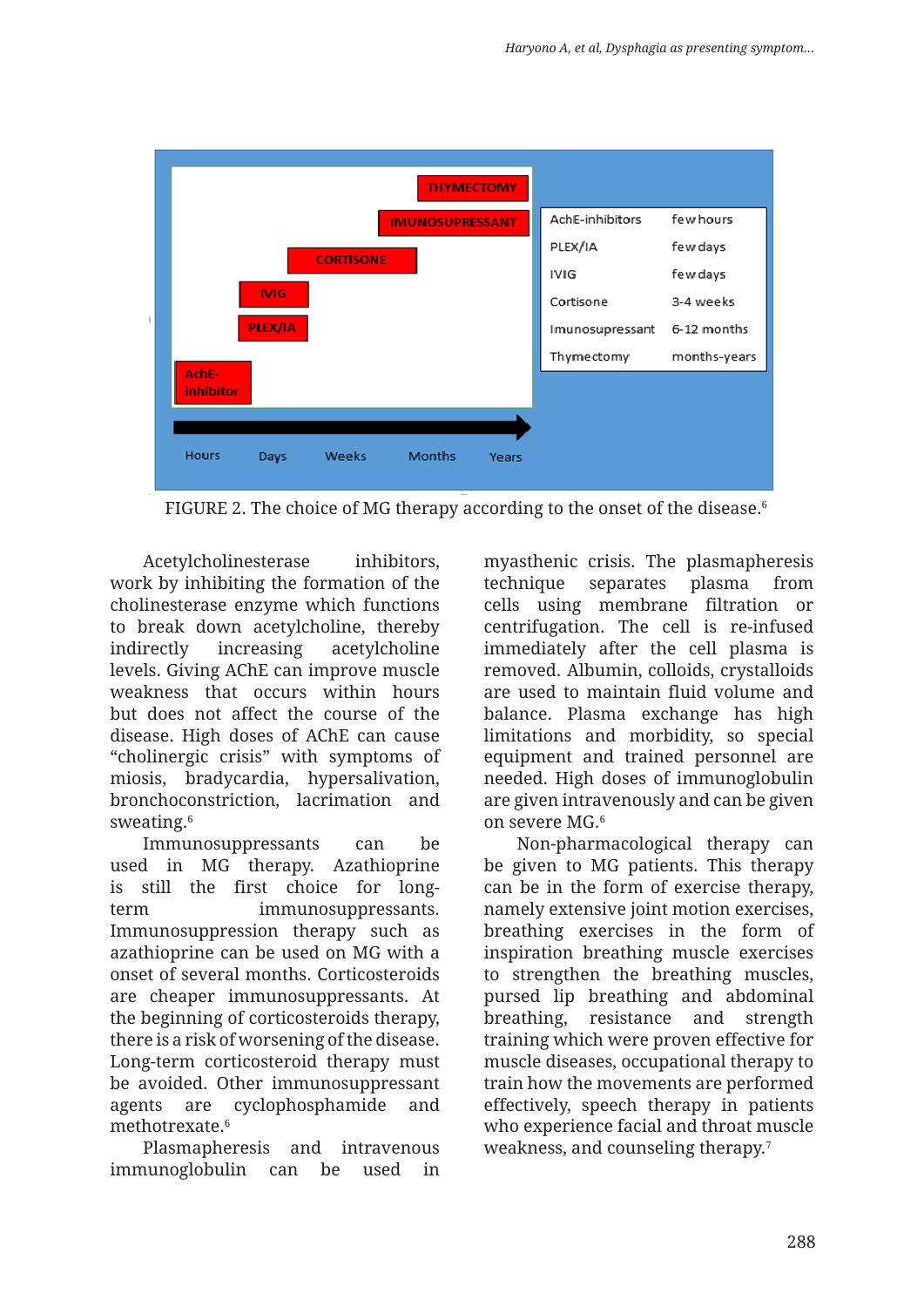| AchE-inhibitors | few hours |
|---|---|
| PLEX/IA | few days |
| IVIG | few days |
| Cortisone | 3-4 weeks |
| Imunosupressant | 6-12 months |
| Thymectomy | months-years |

FIGURE 2. The choice of MG therapy according to the onset of the disease.[6]

Acetylcholinesterase inhibitors, work by inhibiting the formation of the cholinesterase enzyme which functions to break down acetylcholine, thereby indirectly increasing acetylcholine levels. Giving AChE can improve muscle weakness that occurs within hours but does not affect the course of the disease. High doses of AChE can cause "cholinergic crisis" with symptoms of miosis, bradycardia, hypersalivation, bronchoconstriction, lacrimation and sweating.[6]

Immunosuppressants can be used in MG therapy. Azathioprine is still the first choice for long-term immunosuppressants. Immunosuppression therapy such as azathioprine can be used on MG with a onset of several months. Corticosteroids are cheaper immunosuppressants. At the beginning of corticosteroids therapy, there is a risk of worsening of the disease. Long-term corticosteroid therapy must be avoided. Other immunosuppressant agents are cyclophosphamide and methotrexate.[6]

Plasmapheresis and intravenous immunoglobulin can be used in myasthenic crisis. The plasmapheresis technique separates plasma from cells using membrane filtration or centrifugation. The cell is re-infused immediately after the cell plasma is removed. Albumin, colloids, crystalloids are used to maintain fluid volume and balance. Plasma exchange has high limitations and morbidity, so special equipment and trained personnel are needed. High doses of immunoglobulin are given intravenously and can be given on severe MG.[6]

Non-pharmacological therapy can be given to MG patients. This therapy can be in the form of exercise therapy, namely extensive joint motion exercises, breathing exercises in the form of inspiration breathing muscle exercises to strengthen the breathing muscles, pursed lip breathing and abdominal breathing, resistance and strength training which were proven effective for muscle diseases, occupational therapy to train how the movements are performed effectively, speech therapy in patients who experience facial and throat muscle weakness, and counseling therapy.[7]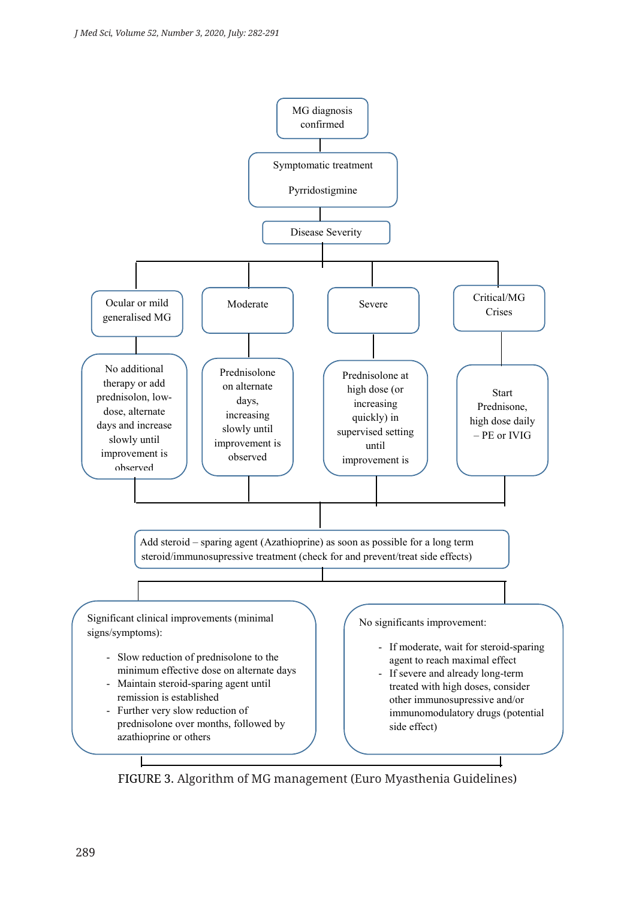MG diagnosis confirmed

↓

Symptomatic treatment

Pyrridostigmine

↓

Disease Severity

- **Ocular or mild generalised MG**
  - No additional therapy or add prednisolon, low-dose, alternate days and increase slowly until improvement is observed
- **Moderate**
  - Prednisolone on alternate days, increasing slowly until improvement is observed
- **Severe**
  - Prednisolone at high dose (or increasing quickly) in supervised setting until improvement is
- **Critical/MG Crises**
  - Start Prednisone, high dose daily – PE or IVIG

↓

Add steroid – sparing agent (Azathioprine) as soon as possible for a long term steroid/immunosupressive treatment (check for and prevent/treat side effects)

↓

Significant clinical improvements (minimal signs/symptoms):

- Slow reduction of prednisolone to the minimum effective dose on alternate days
- Maintain steroid-sparing agent until remission is established
- Further very slow reduction of prednisolone over months, followed by azathioprine or others

No significants improvement:

- If moderate, wait for steroid-sparing agent to reach maximal effect
- If severe and already long-term treated with high doses, consider other immunosupressive and/or immunomodulatory drugs (potential side effect)

FIGURE 3. Algorithm of MG management (Euro Myasthenia Guidelines)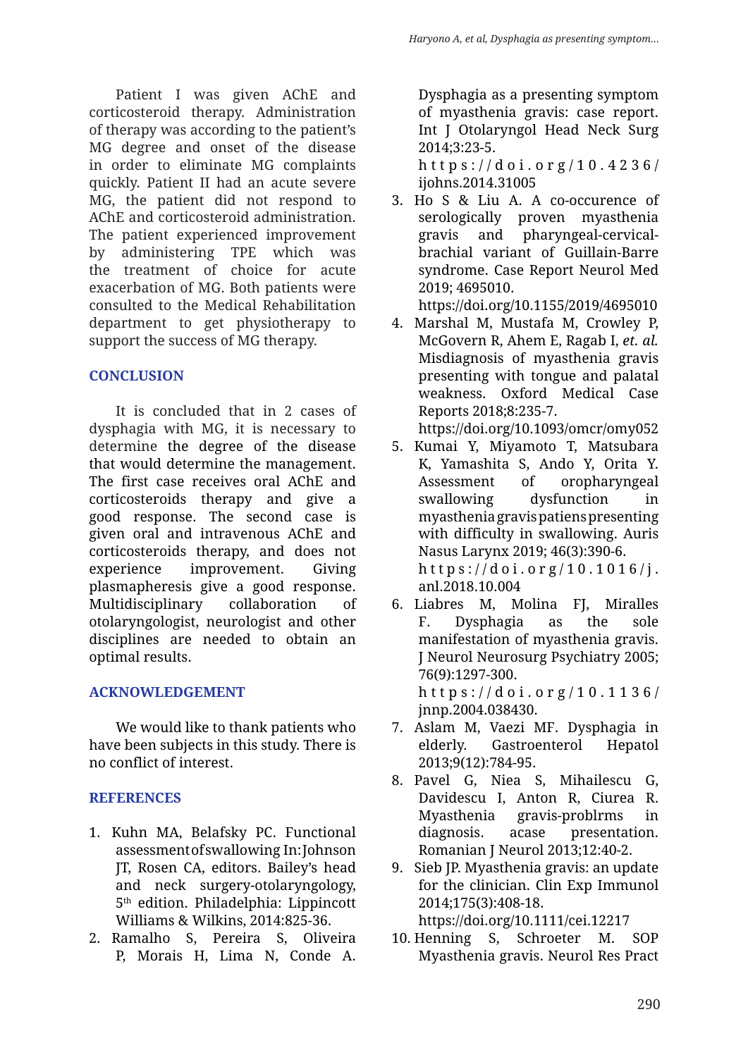Patient I was given AChE and corticosteroid therapy. Administration of therapy was according to the patient's MG degree and onset of the disease in order to eliminate MG complaints quickly. Patient II had an acute severe MG, the patient did not respond to AChE and corticosteroid administration. The patient experienced improvement by administering TPE which was the treatment of choice for acute exacerbation of MG. Both patients were consulted to the Medical Rehabilitation department to get physiotherapy to support the success of MG therapy.

## CONCLUSION

It is concluded that in 2 cases of dysphagia with MG, it is necessary to determine the degree of the disease that would determine the management. The first case receives oral AChE and corticosteroids therapy and give a good response. The second case is given oral and intravenous AChE and corticosteroids therapy, and does not experience improvement. Giving plasmapheresis give a good response. Multidisciplinary collaboration of otolaryngologist, neurologist and other disciplines are needed to obtain an optimal results.

## ACKNOWLEDGEMENT

We would like to thank patients who have been subjects in this study. There is no conflict of interest.

## REFERENCES

1. Kuhn MA, Belafsky PC. Functional assessment of swallowing In: Johnson JT, Rosen CA, editors. Bailey's head and neck surgery-otolaryngology, 5th edition. Philadelphia: Lippincott Williams & Wilkins, 2014:825-36.
2. Ramalho S, Pereira S, Oliveira P, Morais H, Lima N, Conde A. Dysphagia as a presenting symptom of myasthenia gravis: case report. Int J Otolaryngol Head Neck Surg 2014;3:23-5. https://doi.org/10.4236/ijohns.2014.31005
3. Ho S & Liu A. A co-occurence of serologically proven myasthenia gravis and pharyngeal-cervical-brachial variant of Guillain-Barre syndrome. Case Report Neurol Med 2019; 4695010. https://doi.org/10.1155/2019/4695010
4. Marshal M, Mustafa M, Crowley P, McGovern R, Ahem R, Ragab I, *et. al.* Misdiagnosis of myasthenia gravis presenting with tongue and palatal weakness. Oxford Medical Case Reports 2018;8:235-7. https://doi.org/10.1093/omcr/omy052
5. Kumai Y, Miyamoto T, Matsubara K, Yamashita S, Ando Y, Orita Y. Assessment of oropharyngeal swallowing dysfunction in myasthenia gravis patiens presenting with difficulty in swallowing. Auris Nasus Larynx 2019; 46(3):390-6. https://doi.org/10.1016/j.anl.2018.10.004
6. Liabres M, Molina FJ, Miralles F. Dysphagia as the sole manifestation of myasthenia gravis. J Neurol Neurosurg Psychiatry 2005; 76(9):1297-300. https://doi.org/10.1136/jnnp.2004.038430.
7. Aslam M, Vaezi MF. Dysphagia in elderly. Gastroenterol Hepatol 2013;9(12):784-95.
8. Pavel G, Niea S, Mihailescu G, Davidescu I, Anton R, Ciurea R. Myasthenia gravis-problrms in diagnosis. acase presentation. Romanian J Neurol 2013;12:40-2.
9. Sieb JP. Myasthenia gravis: an update for the clinician. Clin Exp Immunol 2014;175(3):408-18. https://doi.org/10.1111/cei.12217
10. Henning S, Schroeter M. SOP Myasthenia gravis. Neurol Res Pract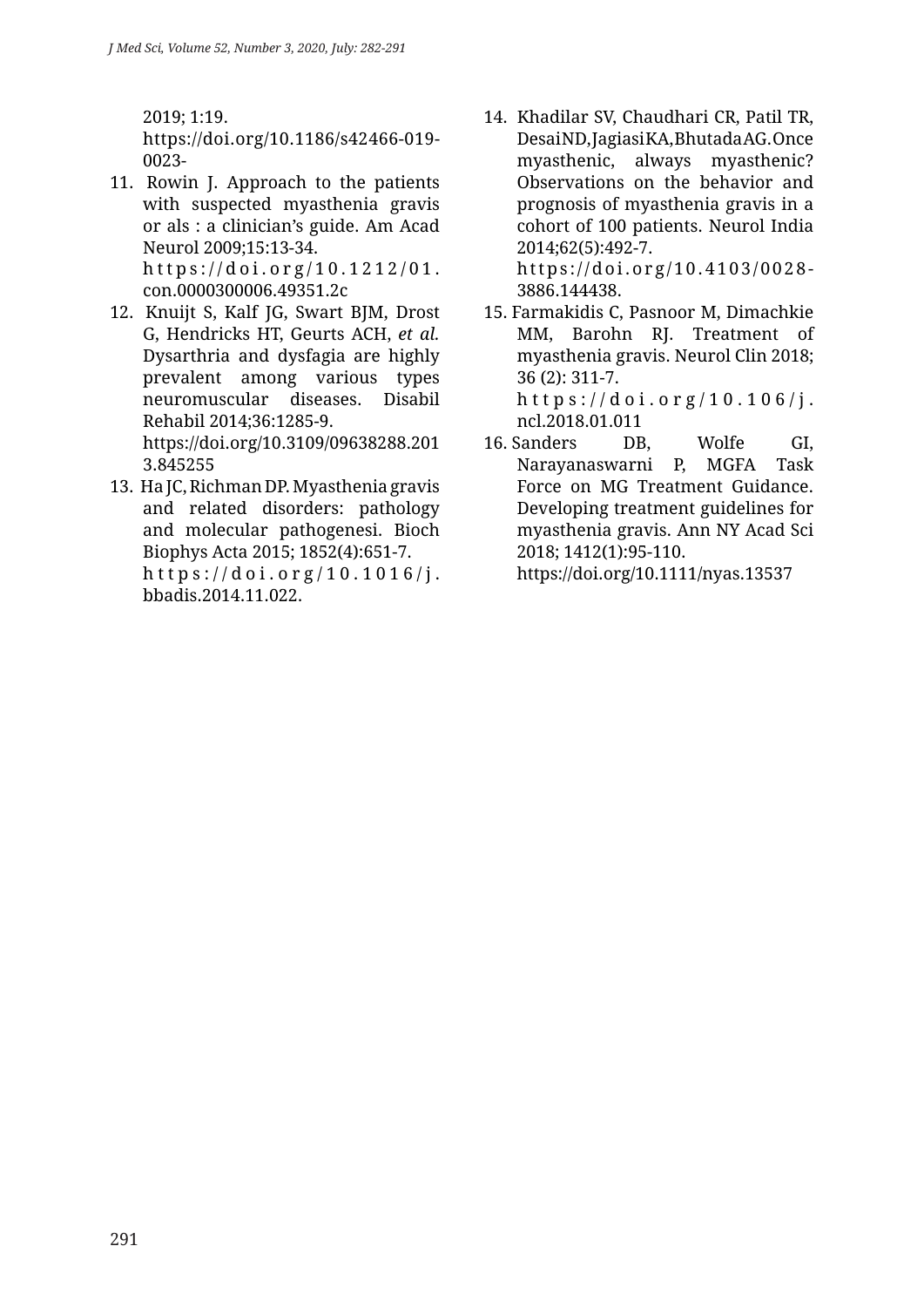2019; 1:19. https://doi.org/10.1186/s42466-019-0023-

11. Rowin J. Approach to the patients with suspected myasthenia gravis or als : a clinician's guide. Am Acad Neurol 2009;15:13-34. https://doi.org/10.1212/01.con.0000300006.49351.2c
12. Knuijt S, Kalf JG, Swart BJM, Drost G, Hendricks HT, Geurts ACH, *et al.* Dysarthria and dysfagia are highly prevalent among various types neuromuscular diseases. Disabil Rehabil 2014;36:1285-9. https://doi.org/10.3109/09638288.2013.845255
13. Ha JC, Richman DP. Myasthenia gravis and related disorders: pathology and molecular pathogenesi. Bioch Biophys Acta 2015; 1852(4):651-7. https://doi.org/10.1016/j.bbadis.2014.11.022.
14. Khadilar SV, Chaudhari CR, Patil TR, DesaiND, JagiasiKA, BhutadaAG. Once myasthenic, always myasthenic? Observations on the behavior and prognosis of myasthenia gravis in a cohort of 100 patients. Neurol India 2014;62(5):492-7. https://doi.org/10.4103/0028-3886.144438.
15. Farmakidis C, Pasnoor M, Dimachkie MM, Barohn RJ. Treatment of myasthenia gravis. Neurol Clin 2018; 36 (2): 311-7. https://doi.org/10.106/j.ncl.2018.01.011
16. Sanders DB, Wolfe GI, Narayanaswarni P, MGFA Task Force on MG Treatment Guidance. Developing treatment guidelines for myasthenia gravis. Ann NY Acad Sci 2018; 1412(1):95-110. https://doi.org/10.1111/nyas.13537